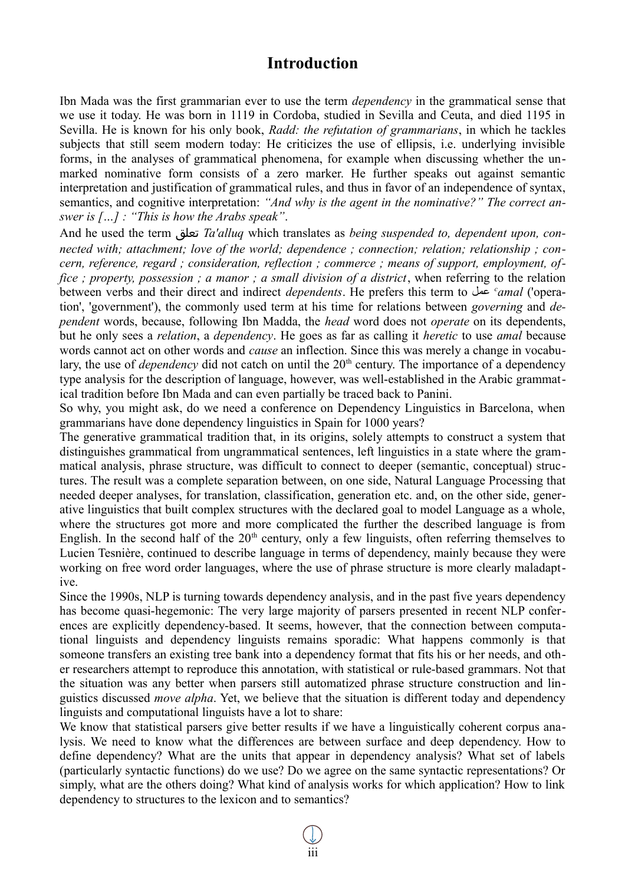# Introduction

Ibn Mada was the first grammarian ever to use the term *dependency* in the grammatical sense that we use it today. He was born in 1119 in Cordoba, studied in Sevilla and Ceuta, and died 1195 in Sevilla. He is known for his only book, *Radd: the refutation of grammarians*, in which he tackles subjects that still seem modern today: He criticizes the use of ellipsis, i.e. underlying invisible forms, in the analyses of grammatical phenomena, for example when discussing whether the unmarked nominative form consists of a zero marker. He further speaks out against semantic interpretation and justification of grammatical rules, and thus in favor of an independence of syntax, semantics, and cognitive interpretation: *"And why is the agent in the nominative?" The correct answer is […] : "This is how the Arabs speak"*.

And he used the term تعلق *Ta'alluq* which translates as *being suspended to, dependent upon, connected with; attachment; love of the world; dependence ; connection; relation; relationship ; concern, reference, regard ; consideration, reflection ; commerce ; means of support, employment, office ; property, possession ; a manor ; a small division of a district*, when referring to the relation between verbs and their direct and indirect *dependents*. He prefers this term to عمل *ʿamal* ('operation', 'government'), the commonly used term at his time for relations between *governing* and *dependent* words, because, following Ibn Madda, the *head* word does not *operate* on its dependents, but he only sees a *relation*, a *dependency*. He goes as far as calling it *heretic* to use *amal* because words cannot act on other words and *cause* an inflection. Since this was merely a change in vocabulary, the use of *dependency* did not catch on until the 20th century. The importance of a dependency type analysis for the description of language, however, was well-established in the Arabic grammatical tradition before Ibn Mada and can even partially be traced back to Panini.

So why, you might ask, do we need a conference on Dependency Linguistics in Barcelona, when grammarians have done dependency linguistics in Spain for 1000 years?

The generative grammatical tradition that, in its origins, solely attempts to construct a system that distinguishes grammatical from ungrammatical sentences, left linguistics in a state where the grammatical analysis, phrase structure, was difficult to connect to deeper (semantic, conceptual) structures. The result was a complete separation between, on one side, Natural Language Processing that needed deeper analyses, for translation, classification, generation etc. and, on the other side, generative linguistics that built complex structures with the declared goal to model Language as a whole, where the structures got more and more complicated the further the described language is from English. In the second half of the 20th century, only a few linguists, often referring themselves to Lucien Tesnière, continued to describe language in terms of dependency, mainly because they were working on free word order languages, where the use of phrase structure is more clearly maladaptive.

Since the 1990s, NLP is turning towards dependency analysis, and in the past five years dependency has become quasi-hegemonic: The very large majority of parsers presented in recent NLP conferences are explicitly dependency-based. It seems, however, that the connection between computational linguists and dependency linguists remains sporadic: What happens commonly is that someone transfers an existing tree bank into a dependency format that fits his or her needs, and other researchers attempt to reproduce this annotation, with statistical or rule-based grammars. Not that the situation was any better when parsers still automatized phrase structure construction and linguistics discussed *move alpha*. Yet, we believe that the situation is different today and dependency linguists and computational linguists have a lot to share:

We know that statistical parsers give better results if we have a linguistically coherent corpus analysis. We need to know what the differences are between surface and deep dependency. How to define dependency? What are the units that appear in dependency analysis? What set of labels (particularly syntactic functions) do we use? Do we agree on the same syntactic representations? Or simply, what are the others doing? What kind of analysis works for which application? How to link dependency to structures to the lexicon and to semantics?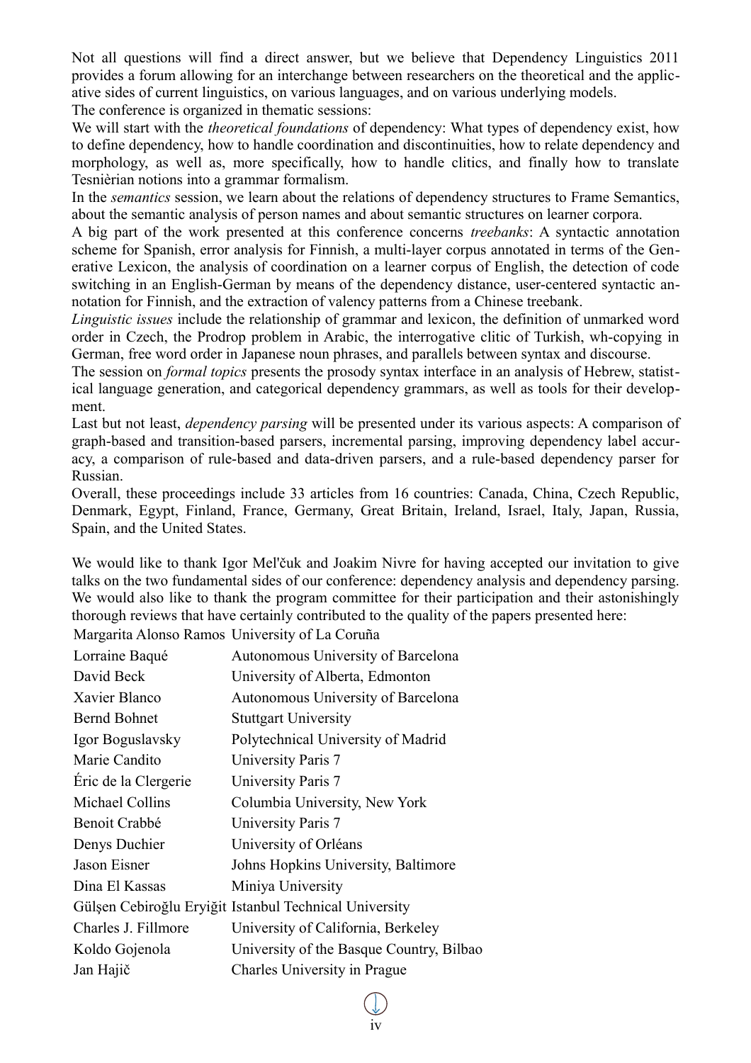Not all questions will find a direct answer, but we believe that Dependency Linguistics 2011 provides a forum allowing for an interchange between researchers on the theoretical and the applicative sides of current linguistics, on various languages, and on various underlying models.

The conference is organized in thematic sessions:

We will start with the *theoretical foundations* of dependency: What types of dependency exist, how to define dependency, how to handle coordination and discontinuities, how to relate dependency and morphology, as well as, more specifically, how to handle clitics, and finally how to translate Tesnièrian notions into a grammar formalism.

In the *semantics* session, we learn about the relations of dependency structures to Frame Semantics, about the semantic analysis of person names and about semantic structures on learner corpora.

A big part of the work presented at this conference concerns *treebanks*: A syntactic annotation scheme for Spanish, error analysis for Finnish, a multi-layer corpus annotated in terms of the Generative Lexicon, the analysis of coordination on a learner corpus of English, the detection of code switching in an English-German by means of the dependency distance, user-centered syntactic annotation for Finnish, and the extraction of valency patterns from a Chinese treebank.

*Linguistic issues* include the relationship of grammar and lexicon, the definition of unmarked word order in Czech, the Prodrop problem in Arabic, the interrogative clitic of Turkish, wh-copying in German, free word order in Japanese noun phrases, and parallels between syntax and discourse.

The session on *formal topics* presents the prosody syntax interface in an analysis of Hebrew, statistical language generation, and categorical dependency grammars, as well as tools for their development.

Last but not least, *dependency parsing* will be presented under its various aspects: A comparison of graph-based and transition-based parsers, incremental parsing, improving dependency label accuracy, a comparison of rule-based and data-driven parsers, and a rule-based dependency parser for Russian.

Overall, these proceedings include 33 articles from 16 countries: Canada, China, Czech Republic, Denmark, Egypt, Finland, France, Germany, Great Britain, Ireland, Israel, Italy, Japan, Russia, Spain, and the United States.

We would like to thank Igor Mel'čuk and Joakim Nivre for having accepted our invitation to give talks on the two fundamental sides of our conference: dependency analysis and dependency parsing. We would also like to thank the program committee for their participation and their astonishingly thorough reviews that have certainly contributed to the quality of the papers presented here:

| | |
|---|---|
| Margarita Alonso Ramos | University of La Coruña |
| Lorraine Baqué | Autonomous University of Barcelona |
| David Beck | University of Alberta, Edmonton |
| Xavier Blanco | Autonomous University of Barcelona |
| Bernd Bohnet | Stuttgart University |
| Igor Boguslavsky | Polytechnical University of Madrid |
| Marie Candito | University Paris 7 |
| Éric de la Clergerie | University Paris 7 |
| Michael Collins | Columbia University, New York |
| Benoit Crabbé | University Paris 7 |
| Denys Duchier | University of Orléans |
| Jason Eisner | Johns Hopkins University, Baltimore |
| Dina El Kassas | Miniya University |
| Gülşen Cebiroğlu Eryiğit | Istanbul Technical University |
| Charles J. Fillmore | University of California, Berkeley |
| Koldo Gojenola | University of the Basque Country, Bilbao |
| Jan Hajič | Charles University in Prague |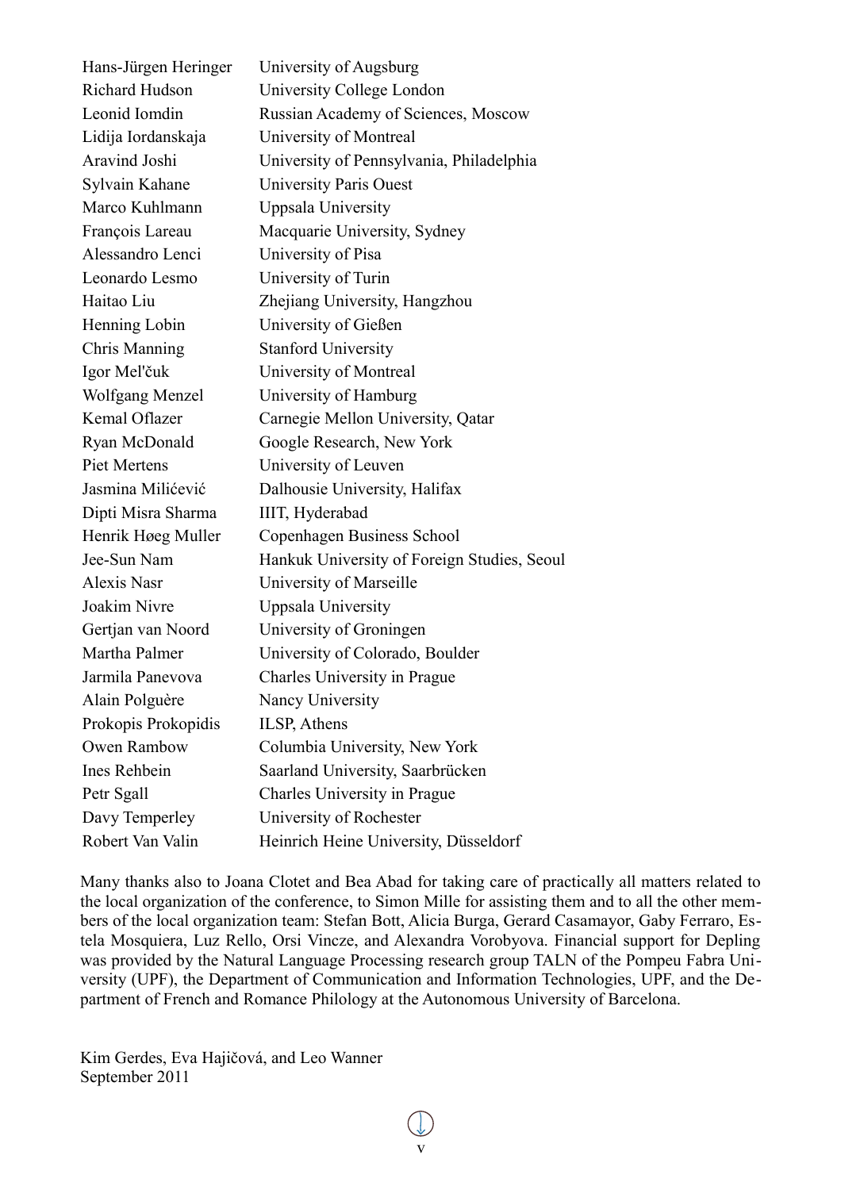| | |
|---|---|
| Hans-Jürgen Heringer | University of Augsburg |
| Richard Hudson | University College London |
| Leonid Iomdin | Russian Academy of Sciences, Moscow |
| Lidija Iordanskaja | University of Montreal |
| Aravind Joshi | University of Pennsylvania, Philadelphia |
| Sylvain Kahane | University Paris Ouest |
| Marco Kuhlmann | Uppsala University |
| François Lareau | Macquarie University, Sydney |
| Alessandro Lenci | University of Pisa |
| Leonardo Lesmo | University of Turin |
| Haitao Liu | Zhejiang University, Hangzhou |
| Henning Lobin | University of Gießen |
| Chris Manning | Stanford University |
| Igor Mel'čuk | University of Montreal |
| Wolfgang Menzel | University of Hamburg |
| Kemal Oflazer | Carnegie Mellon University, Qatar |
| Ryan McDonald | Google Research, New York |
| Piet Mertens | University of Leuven |
| Jasmina Milićević | Dalhousie University, Halifax |
| Dipti Misra Sharma | IIIT, Hyderabad |
| Henrik Høeg Muller | Copenhagen Business School |
| Jee-Sun Nam | Hankuk University of Foreign Studies, Seoul |
| Alexis Nasr | University of Marseille |
| Joakim Nivre | Uppsala University |
| Gertjan van Noord | University of Groningen |
| Martha Palmer | University of Colorado, Boulder |
| Jarmila Panevova | Charles University in Prague |
| Alain Polguère | Nancy University |
| Prokopis Prokopidis | ILSP, Athens |
| Owen Rambow | Columbia University, New York |
| Ines Rehbein | Saarland University, Saarbrücken |
| Petr Sgall | Charles University in Prague |
| Davy Temperley | University of Rochester |
| Robert Van Valin | Heinrich Heine University, Düsseldorf |

Many thanks also to Joana Clotet and Bea Abad for taking care of practically all matters related to the local organization of the conference, to Simon Mille for assisting them and to all the other members of the local organization team: Stefan Bott, Alicia Burga, Gerard Casamayor, Gaby Ferraro, Estela Mosquiera, Luz Rello, Orsi Vincze, and Alexandra Vorobyova. Financial support for Depling was provided by the Natural Language Processing research group TALN of the Pompeu Fabra University (UPF), the Department of Communication and Information Technologies, UPF, and the Department of French and Romance Philology at the Autonomous University of Barcelona.

Kim Gerdes, Eva Hajičová, and Leo Wanner
September 2011